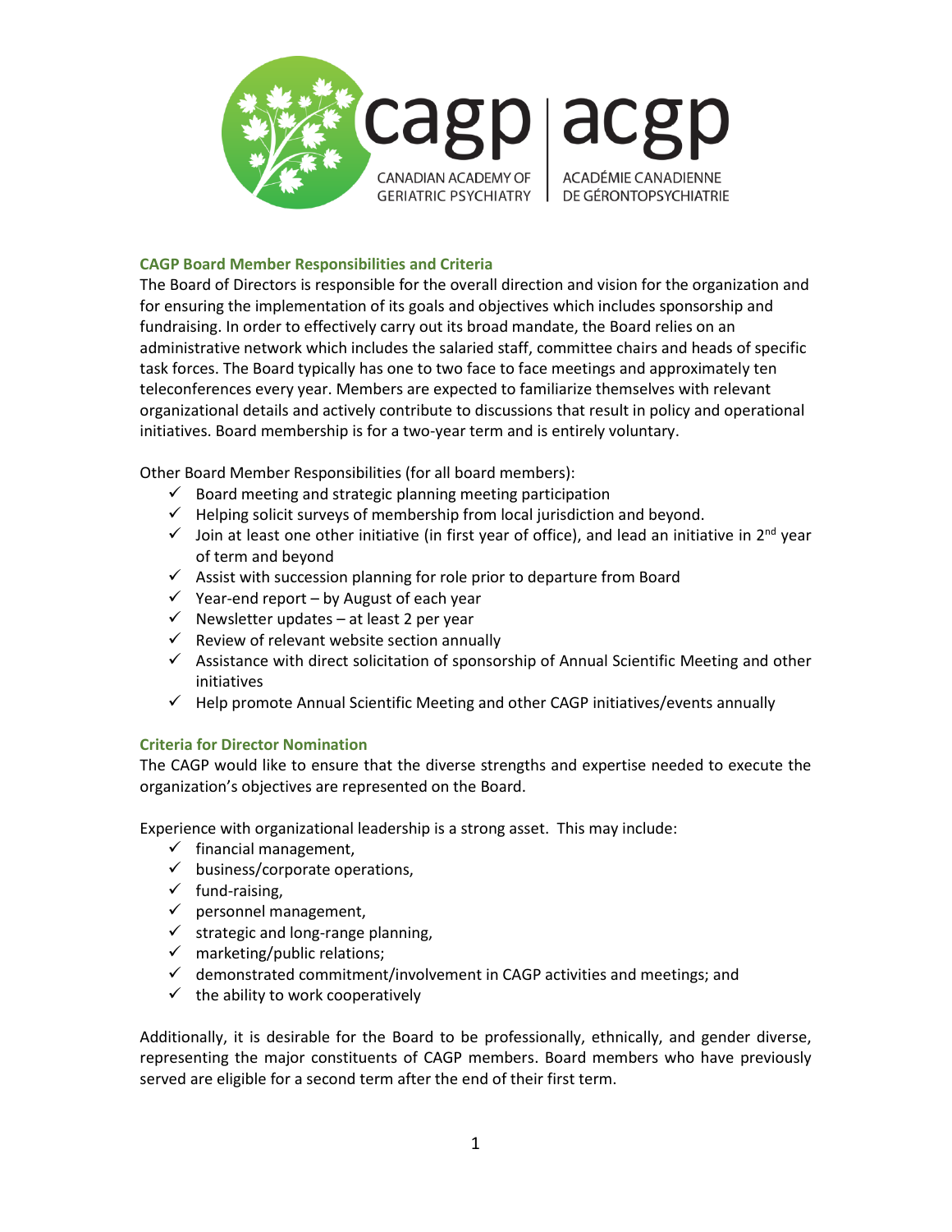cagp | acgp

CANADIAN ACADEMY OF GERIATRIC PSYCHIATRY | ACADÉMIE CANADIENNE DE GÉRONTOPSYCHIATRIE

## CAGP Board Member Responsibilities and Criteria

The Board of Directors is responsible for the overall direction and vision for the organization and for ensuring the implementation of its goals and objectives which includes sponsorship and fundraising. In order to effectively carry out its broad mandate, the Board relies on an administrative network which includes the salaried staff, committee chairs and heads of specific task forces. The Board typically has one to two face to face meetings and approximately ten teleconferences every year. Members are expected to familiarize themselves with relevant organizational details and actively contribute to discussions that result in policy and operational initiatives. Board membership is for a two-year term and is entirely voluntary.

Other Board Member Responsibilities (for all board members):

- ✓ Board meeting and strategic planning meeting participation
- ✓ Helping solicit surveys of membership from local jurisdiction and beyond.
- ✓ Join at least one other initiative (in first year of office), and lead an initiative in 2nd year of term and beyond
- ✓ Assist with succession planning for role prior to departure from Board
- ✓ Year-end report – by August of each year
- ✓ Newsletter updates – at least 2 per year
- ✓ Review of relevant website section annually
- ✓ Assistance with direct solicitation of sponsorship of Annual Scientific Meeting and other initiatives
- ✓ Help promote Annual Scientific Meeting and other CAGP initiatives/events annually

## Criteria for Director Nomination

The CAGP would like to ensure that the diverse strengths and expertise needed to execute the organization's objectives are represented on the Board.

Experience with organizational leadership is a strong asset. This may include:

- ✓ financial management,
- ✓ business/corporate operations,
- ✓ fund-raising,
- ✓ personnel management,
- ✓ strategic and long-range planning,
- ✓ marketing/public relations;
- ✓ demonstrated commitment/involvement in CAGP activities and meetings; and
- ✓ the ability to work cooperatively

Additionally, it is desirable for the Board to be professionally, ethnically, and gender diverse, representing the major constituents of CAGP members. Board members who have previously served are eligible for a second term after the end of their first term.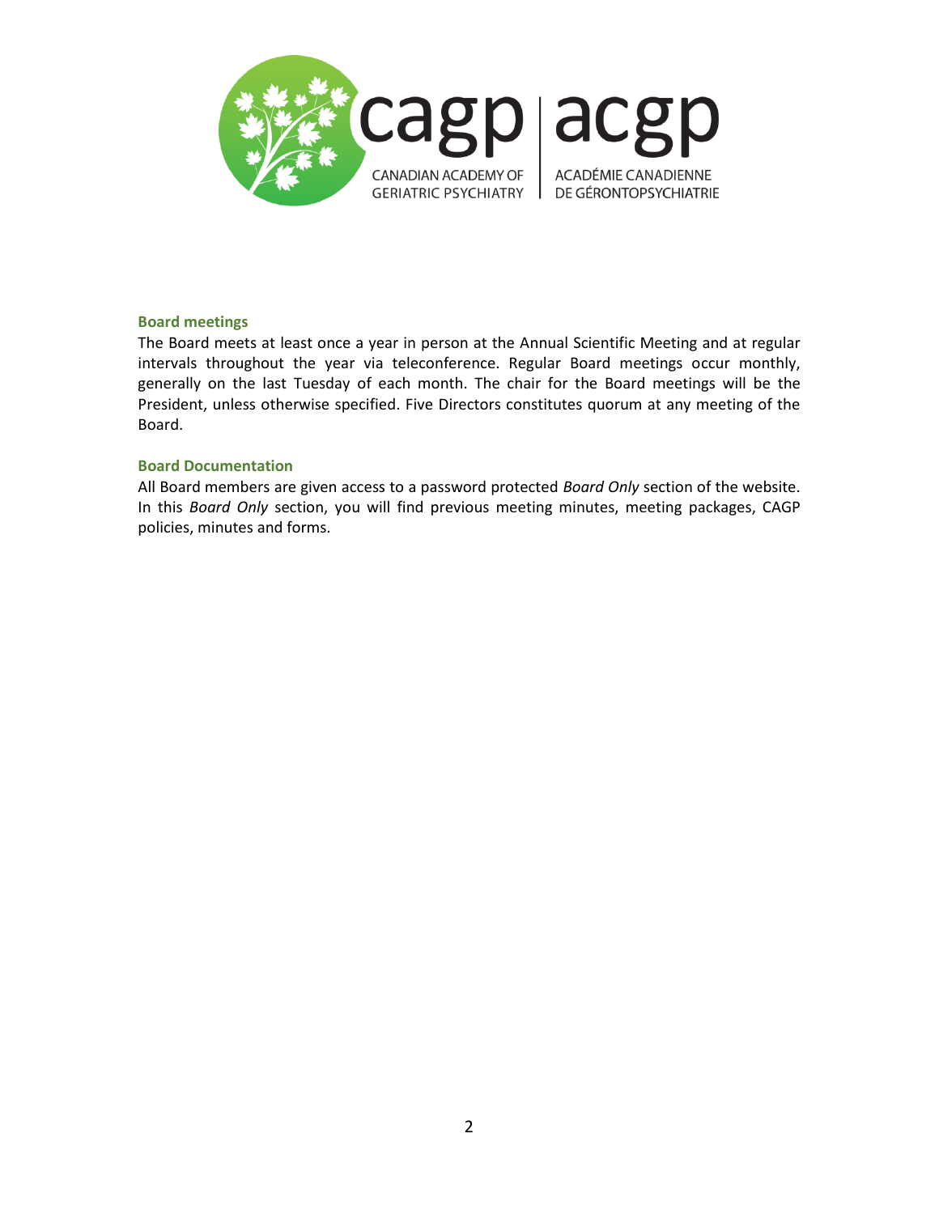### Board meetings

The Board meets at least once a year in person at the Annual Scientific Meeting and at regular intervals throughout the year via teleconference. Regular Board meetings occur monthly, generally on the last Tuesday of each month. The chair for the Board meetings will be the President, unless otherwise specified. Five Directors constitutes quorum at any meeting of the Board.

### Board Documentation

All Board members are given access to a password protected *Board Only* section of the website. In this *Board Only* section, you will find previous meeting minutes, meeting packages, CAGP policies, minutes and forms.